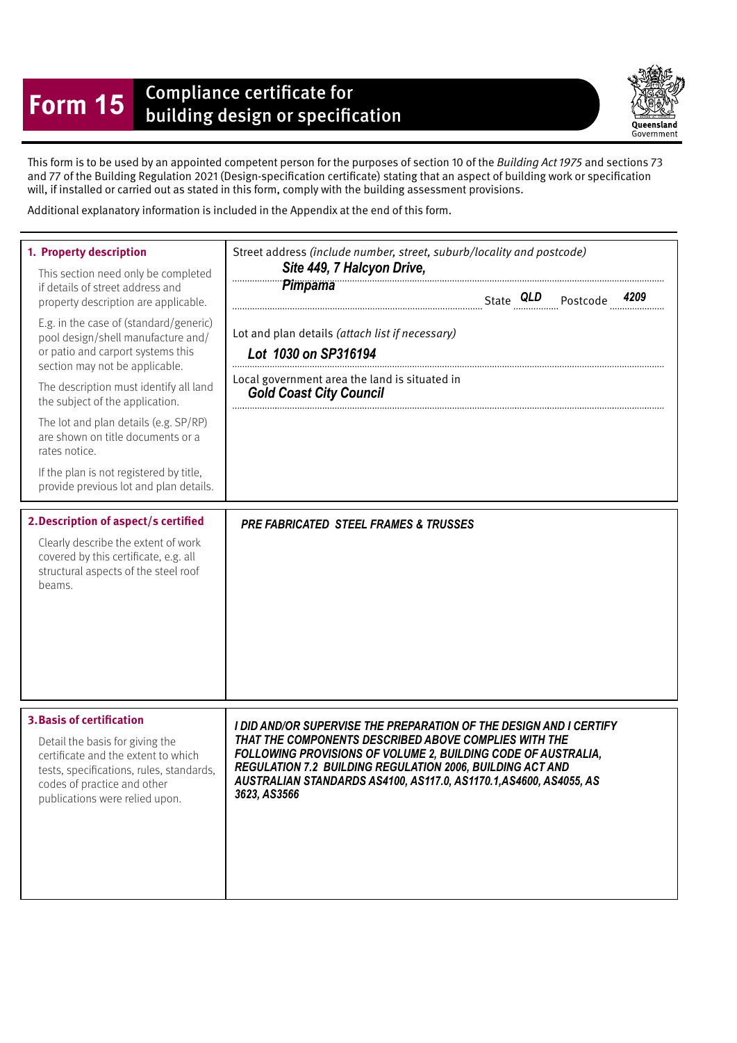# Form 15 Compliance certificate for building design or specification

Queensland Government

This form is to be used by an appointed competent person for the purposes of section 10 of the *Building Act 1975* and sections 73 and 77 of the Building Regulation 2021 (Design-specification certificate) stating that an aspect of building work or specification will, if installed or carried out as stated in this form, comply with the building assessment provisions.

Additional explanatory information is included in the Appendix at the end of this form.

## 1. Property description

This section need only be completed if details of street address and property description are applicable.

E.g. in the case of (standard/generic) pool design/shell manufacture and/or patio and carport systems this section may not be applicable.

The description must identify all land the subject of the application.

The lot and plan details (e.g. SP/RP) are shown on title documents or a rates notice.

If the plan is not registered by title, provide previous lot and plan details.

Street address *(include number, street, suburb/locality and postcode)*

***Site 449, 7 Halcyon Drive,***
***Pimpama***

State ***QLD*** Postcode ***4209***

Lot and plan details *(attach list if necessary)*

***Lot 1030 on SP316194***

Local government area the land is situated in

***Gold Coast City Council***

## 2. Description of aspect/s certified

Clearly describe the extent of work covered by this certificate, e.g. all structural aspects of the steel roof beams.

***PRE FABRICATED STEEL FRAMES & TRUSSES***

## 3. Basis of certification

Detail the basis for giving the certificate and the extent to which tests, specifications, rules, standards, codes of practice and other publications were relied upon.

***I DID AND/OR SUPERVISE THE PREPARATION OF THE DESIGN AND I CERTIFY THAT THE COMPONENTS DESCRIBED ABOVE COMPLIES WITH THE FOLLOWING PROVISIONS OF VOLUME 2, BUILDING CODE OF AUSTRALIA, REGULATION 7.2 BUILDING REGULATION 2006, BUILDING ACT AND AUSTRALIAN STANDARDS AS4100, AS117.0, AS1170.1,AS4600, AS4055, AS 3623, AS3566***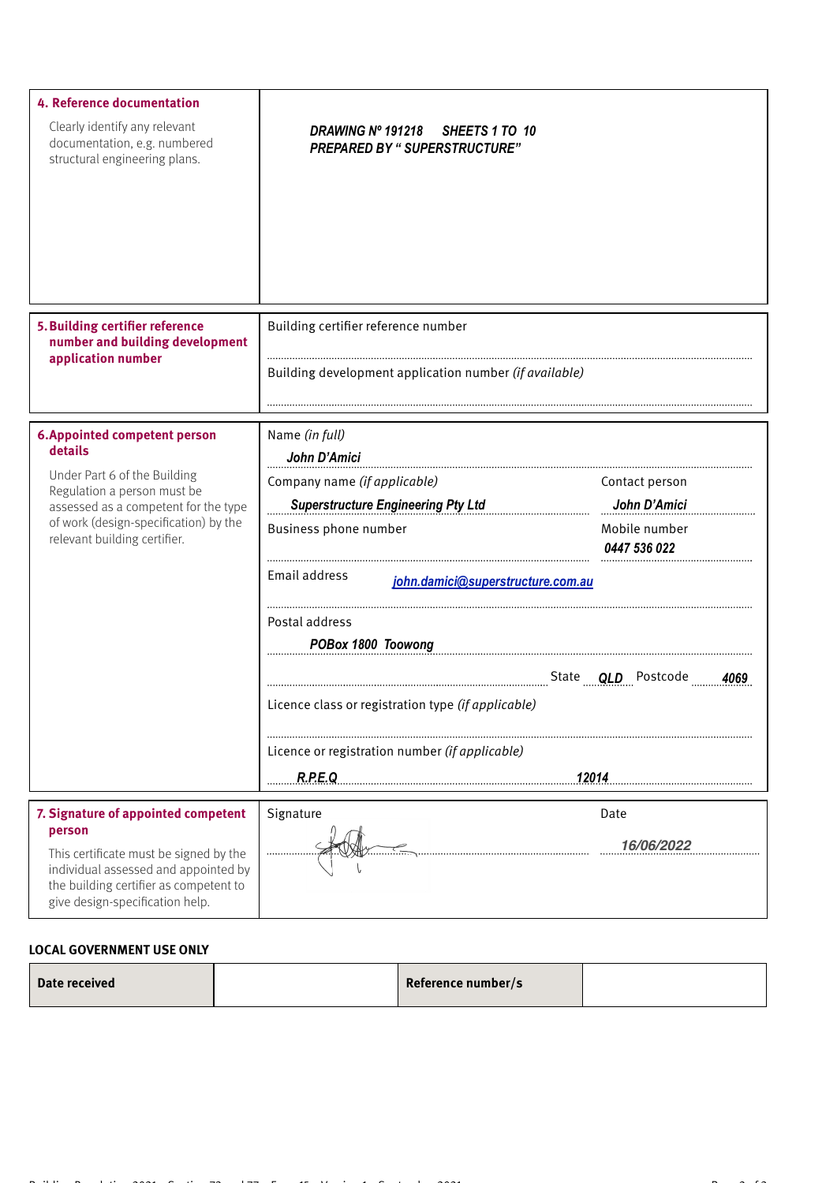| | |
|---|---|
| **4. Reference documentation**<br><br>Clearly identify any relevant documentation, e.g. numbered structural engineering plans. | ***DRAWING Nº 191218 SHEETS 1 TO 10***<br>***PREPARED BY " SUPERSTRUCTURE"*** |

| | |
|---|---|
| **5. Building certifier reference number and building development application number** | Building certifier reference number<br><br>Building development application number *(if available)* |

| | |
|---|---|
| **6. Appointed competent person details**<br><br>Under Part 6 of the Building Regulation a person must be assessed as a competent for the type of work (design-specification) by the relevant building certifier. | Name *(in full)*<br>***John D'Amici***<br><br>Company name *(if applicable)*: ***Superstructure Engineering Pty Ltd***<br>Contact person: ***John D'Amici***<br><br>Business phone number:<br>Mobile number: ***0447 536 022***<br><br>Email address: ***john.damici@superstructure.com.au***<br><br>Postal address<br>***POBox 1800 Toowong***<br>State ***QLD*** Postcode ***4069***<br><br>Licence class or registration type *(if applicable)*<br><br>Licence or registration number *(if applicable)*<br>***R.P.E.Q*** ***12014*** |

| | |
|---|---|
| **7. Signature of appointed competent person**<br><br>This certificate must be signed by the individual assessed and appointed by the building certifier as competent to give design-specification help. | Signature: [signature]<br><br>Date: ***16/06/2022*** |

**LOCAL GOVERNMENT USE ONLY**

| | | | |
|---|---|---|---|
| **Date received** | | **Reference number/s** | |